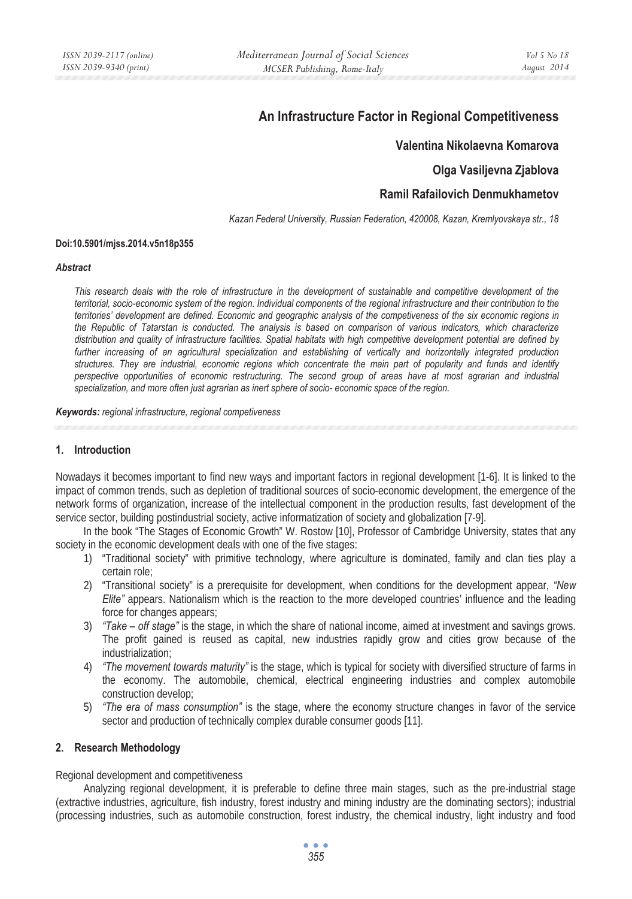# An Infrastructure Factor in Regional Competitiveness

**Valentina Nikolaevna Komarova**

**Olga Vasiljevna Zjablova**

**Ramil Rafailovich Denmukhametov**

*Kazan Federal University, Russian Federation, 420008, Kazan, Kremlyovskaya str., 18*

**Doi:10.5901/mjss.2014.v5n18p355**

***Abstract***

*This research deals with the role of infrastructure in the development of sustainable and competitive development of the territorial, socio-economic system of the region. Individual components of the regional infrastructure and their contribution to the territories' development are defined. Economic and geographic analysis of the competiveness of the six economic regions in the Republic of Tatarstan is conducted. The analysis is based on comparison of various indicators, which characterize distribution and quality of infrastructure facilities. Spatial habitats with high competitive development potential are defined by further increasing of an agricultural specialization and establishing of vertically and horizontally integrated production structures. They are industrial, economic regions which concentrate the main part of popularity and funds and identify perspective opportunities of economic restructuring. The second group of areas have at most agrarian and industrial specialization, and more often just agrarian as inert sphere of socio- economic space of the region.*

***Keywords:*** *regional infrastructure, regional competiveness*

## 1. Introduction

Nowadays it becomes important to find new ways and important factors in regional development [1-6]. It is linked to the impact of common trends, such as depletion of traditional sources of socio-economic development, the emergence of the network forms of organization, increase of the intellectual component in the production results, fast development of the service sector, building postindustrial society, active informatization of society and globalization [7-9].

In the book "The Stages of Economic Growth" W. Rostow [10], Professor of Cambridge University, states that any society in the economic development deals with one of the five stages:

1) "Traditional society" with primitive technology, where agriculture is dominated, family and clan ties play a certain role;
2) "Transitional society" is a prerequisite for development, when conditions for the development appear, *"New Elite"* appears. Nationalism which is the reaction to the more developed countries' influence and the leading force for changes appears;
3) *"Take – off stage"* is the stage, in which the share of national income, aimed at investment and savings grows. The profit gained is reused as capital, new industries rapidly grow and cities grow because of the industrialization;
4) *"The movement towards maturity"* is the stage, which is typical for society with diversified structure of farms in the economy. The automobile, chemical, electrical engineering industries and complex automobile construction develop;
5) *"The era of mass consumption"* is the stage, where the economy structure changes in favor of the service sector and production of technically complex durable consumer goods [11].

## 2. Research Methodology

Regional development and competitiveness

Analyzing regional development, it is preferable to define three main stages, such as the pre-industrial stage (extractive industries, agriculture, fish industry, forest industry and mining industry are the dominating sectors); industrial (processing industries, such as automobile construction, forest industry, the chemical industry, light industry and food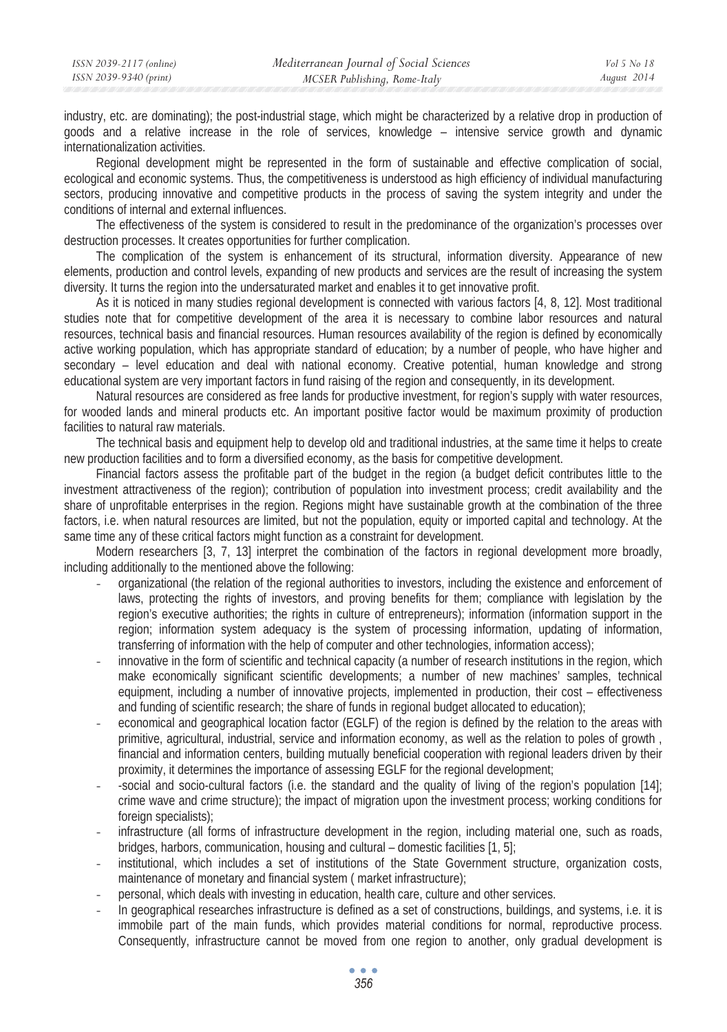industry, etc. are dominating); the post-industrial stage, which might be characterized by a relative drop in production of goods and a relative increase in the role of services, knowledge – intensive service growth and dynamic internationalization activities.

Regional development might be represented in the form of sustainable and effective complication of social, ecological and economic systems. Thus, the competitiveness is understood as high efficiency of individual manufacturing sectors, producing innovative and competitive products in the process of saving the system integrity and under the conditions of internal and external influences.

The effectiveness of the system is considered to result in the predominance of the organization's processes over destruction processes. It creates opportunities for further complication.

The complication of the system is enhancement of its structural, information diversity. Appearance of new elements, production and control levels, expanding of new products and services are the result of increasing the system diversity. It turns the region into the undersaturated market and enables it to get innovative profit.

As it is noticed in many studies regional development is connected with various factors [4, 8, 12]. Most traditional studies note that for competitive development of the area it is necessary to combine labor resources and natural resources, technical basis and financial resources. Human resources availability of the region is defined by economically active working population, which has appropriate standard of education; by a number of people, who have higher and secondary – level education and deal with national economy. Creative potential, human knowledge and strong educational system are very important factors in fund raising of the region and consequently, in its development.

Natural resources are considered as free lands for productive investment, for region's supply with water resources, for wooded lands and mineral products etc. An important positive factor would be maximum proximity of production facilities to natural raw materials.

The technical basis and equipment help to develop old and traditional industries, at the same time it helps to create new production facilities and to form a diversified economy, as the basis for competitive development.

Financial factors assess the profitable part of the budget in the region (a budget deficit contributes little to the investment attractiveness of the region); contribution of population into investment process; credit availability and the share of unprofitable enterprises in the region. Regions might have sustainable growth at the combination of the three factors, i.e. when natural resources are limited, but not the population, equity or imported capital and technology. At the same time any of these critical factors might function as a constraint for development.

Modern researchers [3, 7, 13] interpret the combination of the factors in regional development more broadly, including additionally to the mentioned above the following:

- organizational (the relation of the regional authorities to investors, including the existence and enforcement of laws, protecting the rights of investors, and proving benefits for them; compliance with legislation by the region's executive authorities; the rights in culture of entrepreneurs); information (information support in the region; information system adequacy is the system of processing information, updating of information, transferring of information with the help of computer and other technologies, information access);
- innovative in the form of scientific and technical capacity (a number of research institutions in the region, which make economically significant scientific developments; a number of new machines' samples, technical equipment, including a number of innovative projects, implemented in production, their cost – effectiveness and funding of scientific research; the share of funds in regional budget allocated to education);
- economical and geographical location factor (EGLF) of the region is defined by the relation to the areas with primitive, agricultural, industrial, service and information economy, as well as the relation to poles of growth , financial and information centers, building mutually beneficial cooperation with regional leaders driven by their proximity, it determines the importance of assessing EGLF for the regional development;
- -social and socio-cultural factors (i.e. the standard and the quality of living of the region's population [14]; crime wave and crime structure); the impact of migration upon the investment process; working conditions for foreign specialists);
- infrastructure (all forms of infrastructure development in the region, including material one, such as roads, bridges, harbors, communication, housing and cultural – domestic facilities [1, 5];
- institutional, which includes a set of institutions of the State Government structure, organization costs, maintenance of monetary and financial system ( market infrastructure);
- personal, which deals with investing in education, health care, culture and other services.
- In geographical researches infrastructure is defined as a set of constructions, buildings, and systems, i.e. it is immobile part of the main funds, which provides material conditions for normal, reproductive process. Consequently, infrastructure cannot be moved from one region to another, only gradual development is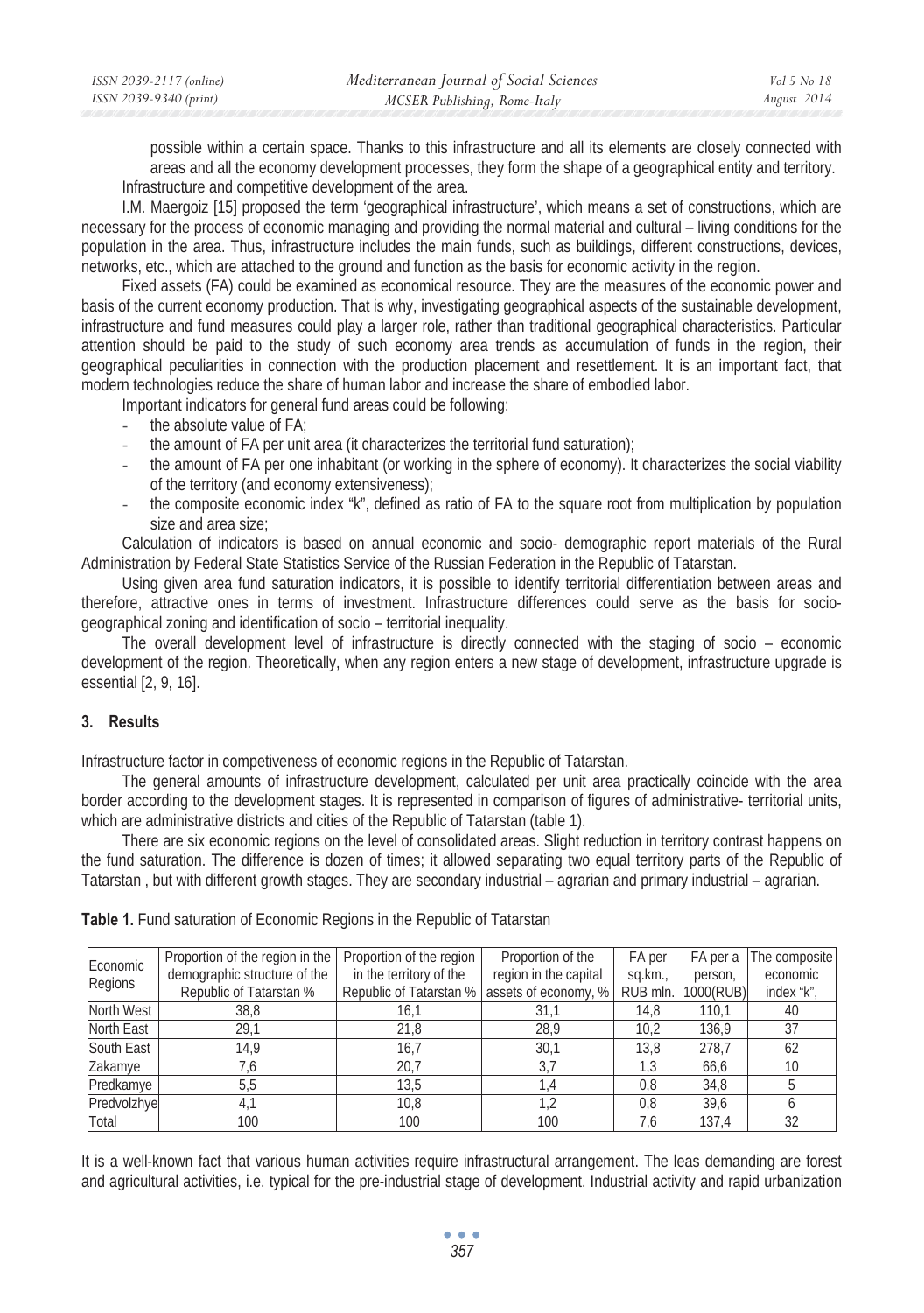possible within a certain space. Thanks to this infrastructure and all its elements are closely connected with areas and all the economy development processes, they form the shape of a geographical entity and territory.

Infrastructure and competitive development of the area.

I.M. Maergoiz [15] proposed the term 'geographical infrastructure', which means a set of constructions, which are necessary for the process of economic managing and providing the normal material and cultural – living conditions for the population in the area. Thus, infrastructure includes the main funds, such as buildings, different constructions, devices, networks, etc., which are attached to the ground and function as the basis for economic activity in the region.

Fixed assets (FA) could be examined as economical resource. They are the measures of the economic power and basis of the current economy production. That is why, investigating geographical aspects of the sustainable development, infrastructure and fund measures could play a larger role, rather than traditional geographical characteristics. Particular attention should be paid to the study of such economy area trends as accumulation of funds in the region, their geographical peculiarities in connection with the production placement and resettlement. It is an important fact, that modern technologies reduce the share of human labor and increase the share of embodied labor.

Important indicators for general fund areas could be following:

- the absolute value of FA;
- the amount of FA per unit area (it characterizes the territorial fund saturation);
- the amount of FA per one inhabitant (or working in the sphere of economy). It characterizes the social viability of the territory (and economy extensiveness);
- the composite economic index "k", defined as ratio of FA to the square root from multiplication by population size and area size;

Calculation of indicators is based on annual economic and socio- demographic report materials of the Rural Administration by Federal State Statistics Service of the Russian Federation in the Republic of Tatarstan.

Using given area fund saturation indicators, it is possible to identify territorial differentiation between areas and therefore, attractive ones in terms of investment. Infrastructure differences could serve as the basis for socio-geographical zoning and identification of socio – territorial inequality.

The overall development level of infrastructure is directly connected with the staging of socio – economic development of the region. Theoretically, when any region enters a new stage of development, infrastructure upgrade is essential [2, 9, 16].

## 3. Results

Infrastructure factor in competiveness of economic regions in the Republic of Tatarstan.

The general amounts of infrastructure development, calculated per unit area practically coincide with the area border according to the development stages. It is represented in comparison of figures of administrative- territorial units, which are administrative districts and cities of the Republic of Tatarstan (table 1).

There are six economic regions on the level of consolidated areas. Slight reduction in territory contrast happens on the fund saturation. The difference is dozen of times; it allowed separating two equal territory parts of the Republic of Tatarstan , but with different growth stages. They are secondary industrial – agrarian and primary industrial – agrarian.

**Table 1.** Fund saturation of Economic Regions in the Republic of Tatarstan

| Economic Regions | Proportion of the region in the demographic structure of the Republic of Tatarstan % | Proportion of the region in the territory of the Republic of Tatarstan % | Proportion of the region in the capital assets of economy, % | FA per sq.km., RUB mln. | FA per a person, 1000(RUB) | The composite economic index "k", |
|---|---|---|---|---|---|---|
| North West | 38,8 | 16,1 | 31,1 | 14,8 | 110,1 | 40 |
| North East | 29,1 | 21,8 | 28,9 | 10,2 | 136,9 | 37 |
| South East | 14,9 | 16,7 | 30,1 | 13,8 | 278,7 | 62 |
| Zakamye | 7,6 | 20,7 | 3,7 | 1,3 | 66,6 | 10 |
| Predkamye | 5,5 | 13,5 | 1,4 | 0,8 | 34,8 | 5 |
| Predvolzhye | 4,1 | 10,8 | 1,2 | 0,8 | 39,6 | 6 |
| Total | 100 | 100 | 100 | 7,6 | 137,4 | 32 |

It is a well-known fact that various human activities require infrastructural arrangement. The leas demanding are forest and agricultural activities, i.e. typical for the pre-industrial stage of development. Industrial activity and rapid urbanization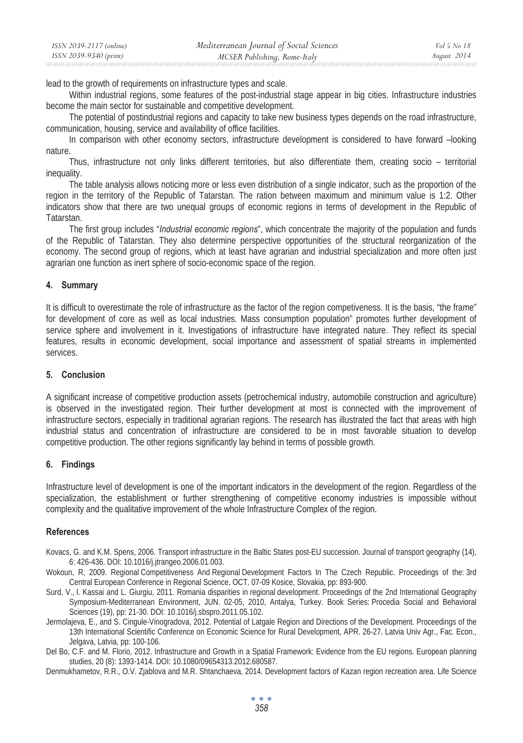lead to the growth of requirements on infrastructure types and scale.

Within industrial regions, some features of the post-industrial stage appear in big cities. Infrastructure industries become the main sector for sustainable and competitive development.

The potential of postindustrial regions and capacity to take new business types depends on the road infrastructure, communication, housing, service and availability of office facilities.

In comparison with other economy sectors, infrastructure development is considered to have forward –looking nature.

Thus, infrastructure not only links different territories, but also differentiate them, creating socio – territorial inequality.

The table analysis allows noticing more or less even distribution of a single indicator, such as the proportion of the region in the territory of the Republic of Tatarstan. The ration between maximum and minimum value is 1:2. Other indicators show that there are two unequal groups of economic regions in terms of development in the Republic of Tatarstan.

The first group includes "*Industrial economic regions*", which concentrate the majority of the population and funds of the Republic of Tatarstan. They also determine perspective opportunities of the structural reorganization of the economy. The second group of regions, which at least have agrarian and industrial specialization and more often just agrarian one function as inert sphere of socio-economic space of the region.

## 4. Summary

It is difficult to overestimate the role of infrastructure as the factor of the region competiveness. It is the basis, "the frame" for development of core as well as local industries. Mass consumption population" promotes further development of service sphere and involvement in it. Investigations of infrastructure have integrated nature. They reflect its special features, results in economic development, social importance and assessment of spatial streams in implemented services.

## 5. Conclusion

A significant increase of competitive production assets (petrochemical industry, automobile construction and agriculture) is observed in the investigated region. Their further development at most is connected with the improvement of infrastructure sectors, especially in traditional agrarian regions. The research has illustrated the fact that areas with high industrial status and concentration of infrastructure are considered to be in most favorable situation to develop competitive production. The other regions significantly lay behind in terms of possible growth.

## 6. Findings

Infrastructure level of development is one of the important indicators in the development of the region. Regardless of the specialization, the establishment or further strengthening of competitive economy industries is impossible without complexity and the qualitative improvement of the whole Infrastructure Complex of the region.

## References

Kovacs, G. and K.M. Spens, 2006. Transport infrastructure in the Baltic States post-EU succession. Journal of transport geography (14), 6: 426-436. DOI: 10.1016/j.jtrangeo.2006.01.003.

Wokoun, R, 2009. Regional Competitiveness And Regional Development Factors In The Czech Republic. Proceedings of the: 3rd Central European Conference in Regional Science, OCT. 07-09 Kosice, Slovakia, pp: 893-900.

Surd, V., I. Kassai and L. Giurgiu, 2011. Romania disparities in regional development. Proceedings of the 2nd International Geography Symposium-Mediterranean Environment, JUN. 02-05, 2010, Antalya, Turkey. Book Series: Procedia Social and Behavioral Sciences (19), pp: 21-30. DOI: 10.1016/j.sbspro.2011.05.102.

Jermolajeva, E., and S. Cingule-Vinogradova, 2012. Potential of Latgale Region and Directions of the Development. Proceedings of the 13th International Scientific Conference on Economic Science for Rural Development, APR. 26-27. Latvia Univ Agr., Fac. Econ., Jelgava, Latvia, pp: 100-106.

Del Bo, C.F. and M. Florio, 2012. Infrastructure and Growth in a Spatial Framework: Evidence from the EU regions. European planning studies, 20 (8): 1393-1414. DOI: 10.1080/09654313.2012.680587.

Denmukhametov, R.R., O.V. Zjablova and M.R. Shtanchaeva, 2014. Development factors of Kazan region recreation area. Life Science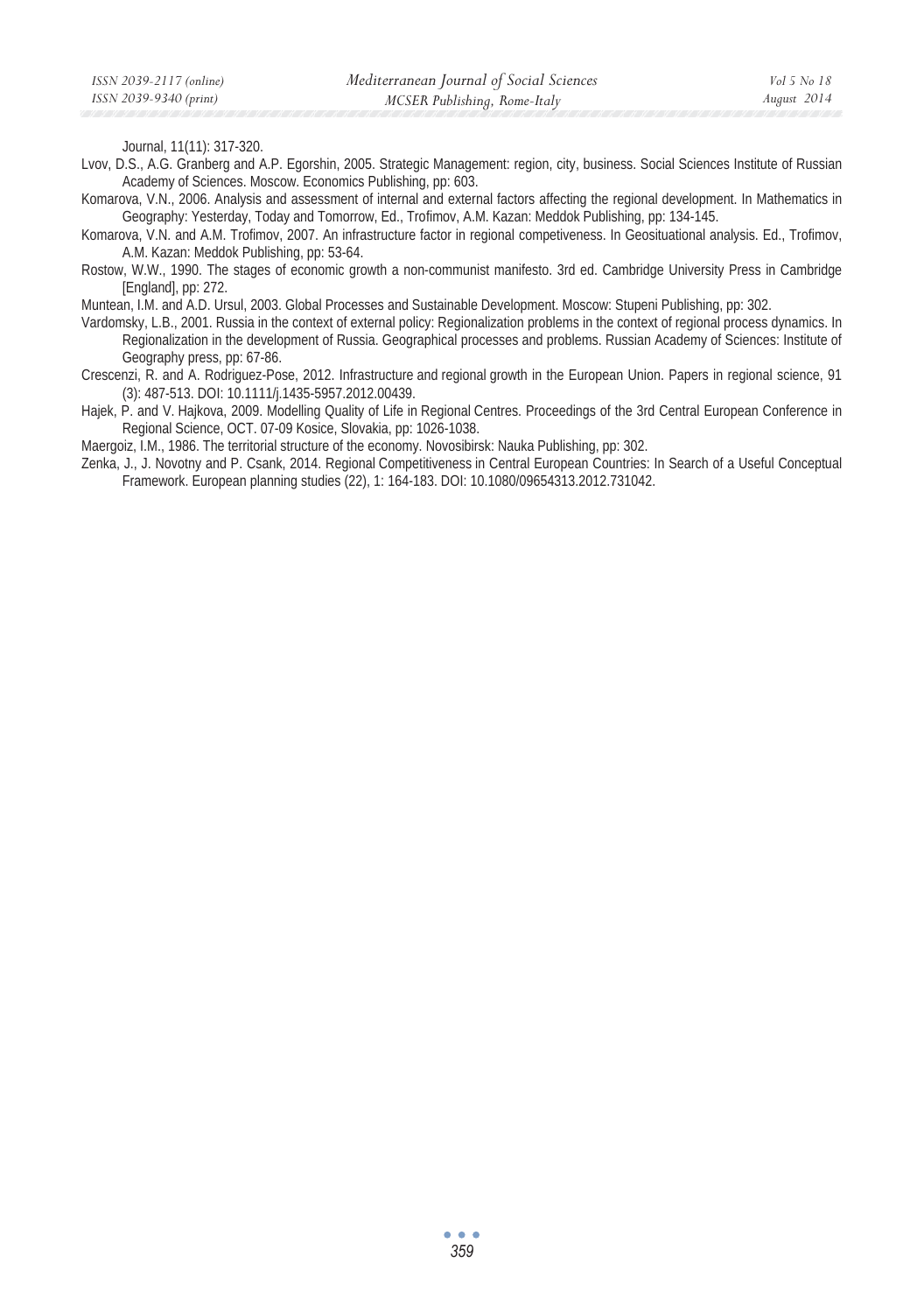Journal, 11(11): 317-320.

Lvov, D.S., A.G. Granberg and A.P. Egorshin, 2005. Strategic Management: region, city, business. Social Sciences Institute of Russian Academy of Sciences. Moscow. Economics Publishing, pp: 603.

Komarova, V.N., 2006. Analysis and assessment of internal and external factors affecting the regional development. In Mathematics in Geography: Yesterday, Today and Tomorrow, Ed., Trofimov, A.M. Kazan: Meddok Publishing, pp: 134-145.

Komarova, V.N. and A.M. Trofimov, 2007. An infrastructure factor in regional competiveness. In Geosituational analysis. Ed., Trofimov, A.M. Kazan: Meddok Publishing, pp: 53-64.

Rostow, W.W., 1990. The stages of economic growth a non-communist manifesto. 3rd ed. Cambridge University Press in Cambridge [England], pp: 272.

Muntean, I.M. and A.D. Ursul, 2003. Global Processes and Sustainable Development. Moscow: Stupeni Publishing, pp: 302.

Vardomsky, L.B., 2001. Russia in the context of external policy: Regionalization problems in the context of regional process dynamics. In Regionalization in the development of Russia. Geographical processes and problems. Russian Academy of Sciences: Institute of Geography press, pp: 67-86.

Crescenzi, R. and A. Rodriguez-Pose, 2012. Infrastructure and regional growth in the European Union. Papers in regional science, 91 (3): 487-513. DOI: 10.1111/j.1435-5957.2012.00439.

Hajek, P. and V. Hajkova, 2009. Modelling Quality of Life in Regional Centres. Proceedings of the 3rd Central European Conference in Regional Science, OCT. 07-09 Kosice, Slovakia, pp: 1026-1038.

Maergoiz, I.M., 1986. The territorial structure of the economy. Novosibirsk: Nauka Publishing, pp: 302.

Zenka, J., J. Novotny and P. Csank, 2014. Regional Competitiveness in Central European Countries: In Search of a Useful Conceptual Framework. European planning studies (22), 1: 164-183. DOI: 10.1080/09654313.2012.731042.